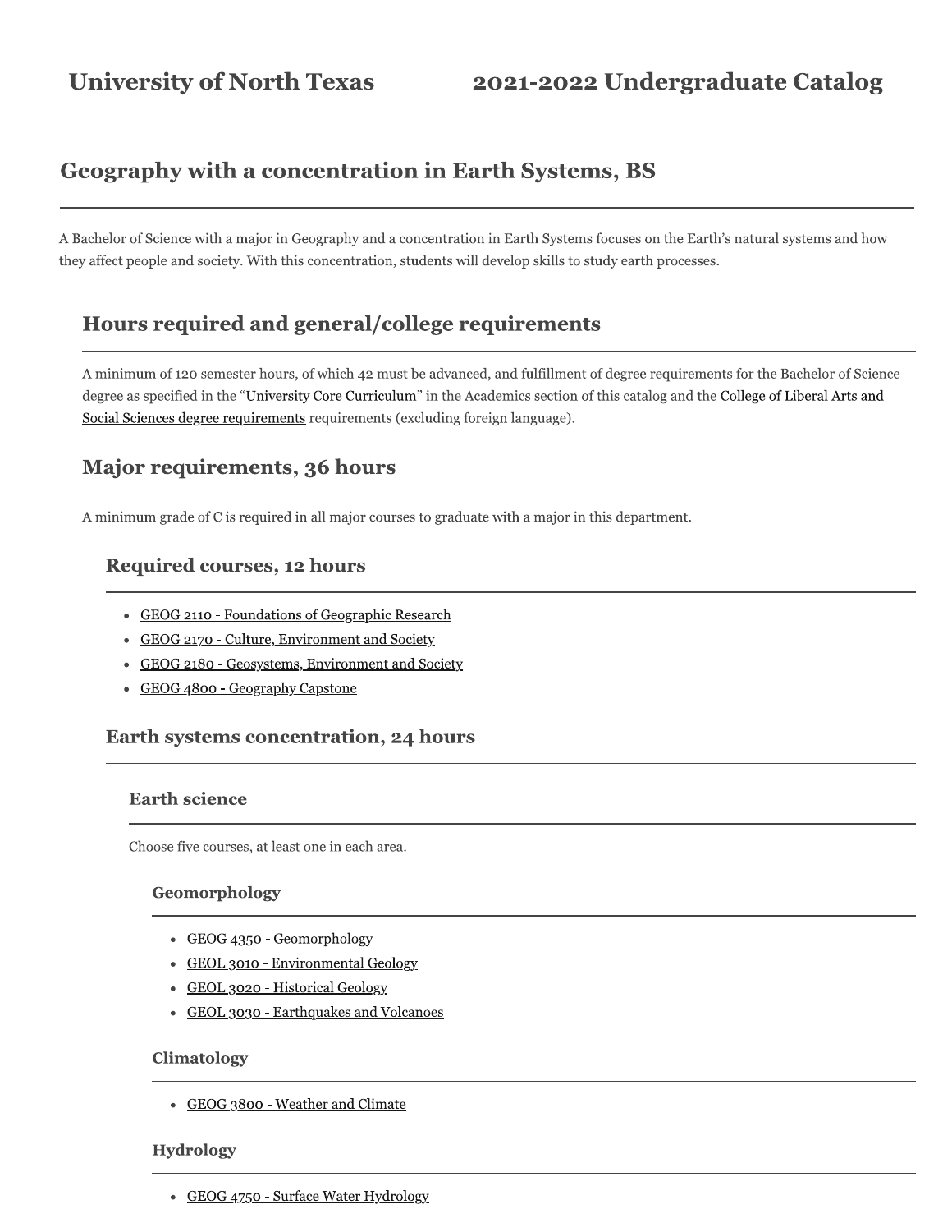University of North Texas 2021-2022 Undergraduate Catalog

# Geography with a concentration in Earth Systems, BS

A Bachelor of Science with a major in Geography and a concentration in Earth Systems focuses on the Earth's natural systems and how they affect people and society. With this concentration, students will develop skills to study earth processes.

## Hours required and general/college requirements

A minimum of 120 semester hours, of which 42 must be advanced, and fulfillment of degree requirements for the Bachelor of Science degree as specified in the "University Core Curriculum" in the Academics section of this catalog and the College of Liberal Arts and Social Sciences degree requirements requirements (excluding foreign language).

## Major requirements, 36 hours

A minimum grade of C is required in all major courses to graduate with a major in this department.

### Required courses, 12 hours

- GEOG 2110 - Foundations of Geographic Research
- GEOG 2170 - Culture, Environment and Society
- GEOG 2180 - Geosystems, Environment and Society
- GEOG 4800 - Geography Capstone

### Earth systems concentration, 24 hours

#### Earth science

Choose five courses, at least one in each area.

##### Geomorphology

- GEOG 4350 - Geomorphology
- GEOL 3010 - Environmental Geology
- GEOL 3020 - Historical Geology
- GEOL 3030 - Earthquakes and Volcanoes

##### Climatology

- GEOG 3800 - Weather and Climate

##### Hydrology

- GEOG 4750 - Surface Water Hydrology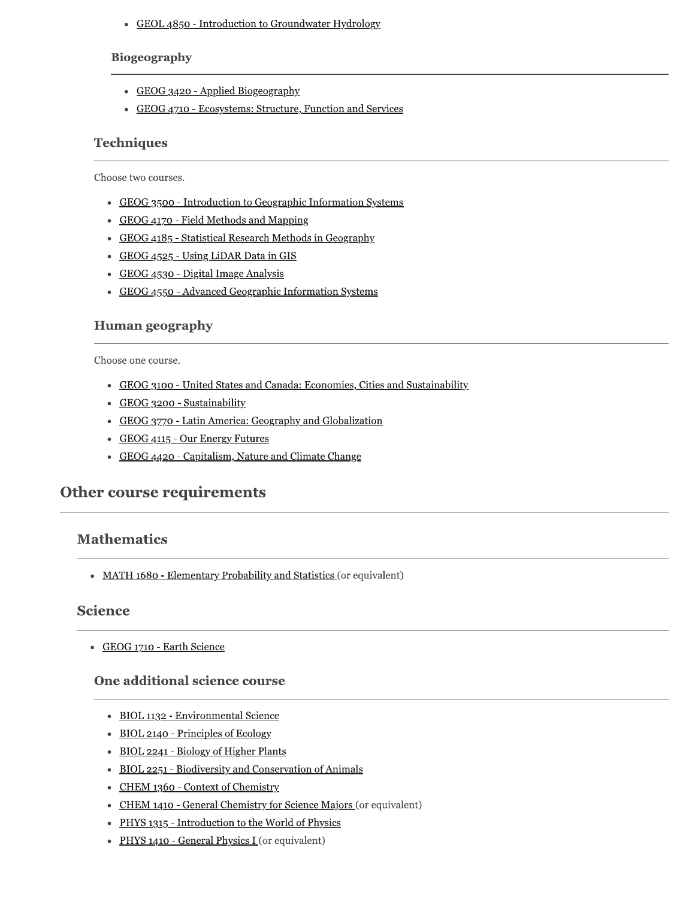- GEOL 4850 - Introduction to Groundwater Hydrology

#### Biogeography

- GEOG 3420 - Applied Biogeography
- GEOG 4710 - Ecosystems: Structure, Function and Services

### Techniques

Choose two courses.

- GEOG 3500 - Introduction to Geographic Information Systems
- GEOG 4170 - Field Methods and Mapping
- GEOG 4185 - Statistical Research Methods in Geography
- GEOG 4525 - Using LiDAR Data in GIS
- GEOG 4530 - Digital Image Analysis
- GEOG 4550 - Advanced Geographic Information Systems

### Human geography

Choose one course.

- GEOG 3100 - United States and Canada: Economies, Cities and Sustainability
- GEOG 3200 - Sustainability
- GEOG 3770 - Latin America: Geography and Globalization
- GEOG 4115 - Our Energy Futures
- GEOG 4420 - Capitalism, Nature and Climate Change

## Other course requirements

### Mathematics

- MATH 1680 - Elementary Probability and Statistics (or equivalent)

### Science

- GEOG 1710 - Earth Science

#### One additional science course

- BIOL 1132 - Environmental Science
- BIOL 2140 - Principles of Ecology
- BIOL 2241 - Biology of Higher Plants
- BIOL 2251 - Biodiversity and Conservation of Animals
- CHEM 1360 - Context of Chemistry
- CHEM 1410 - General Chemistry for Science Majors (or equivalent)
- PHYS 1315 - Introduction to the World of Physics
- PHYS 1410 - General Physics I (or equivalent)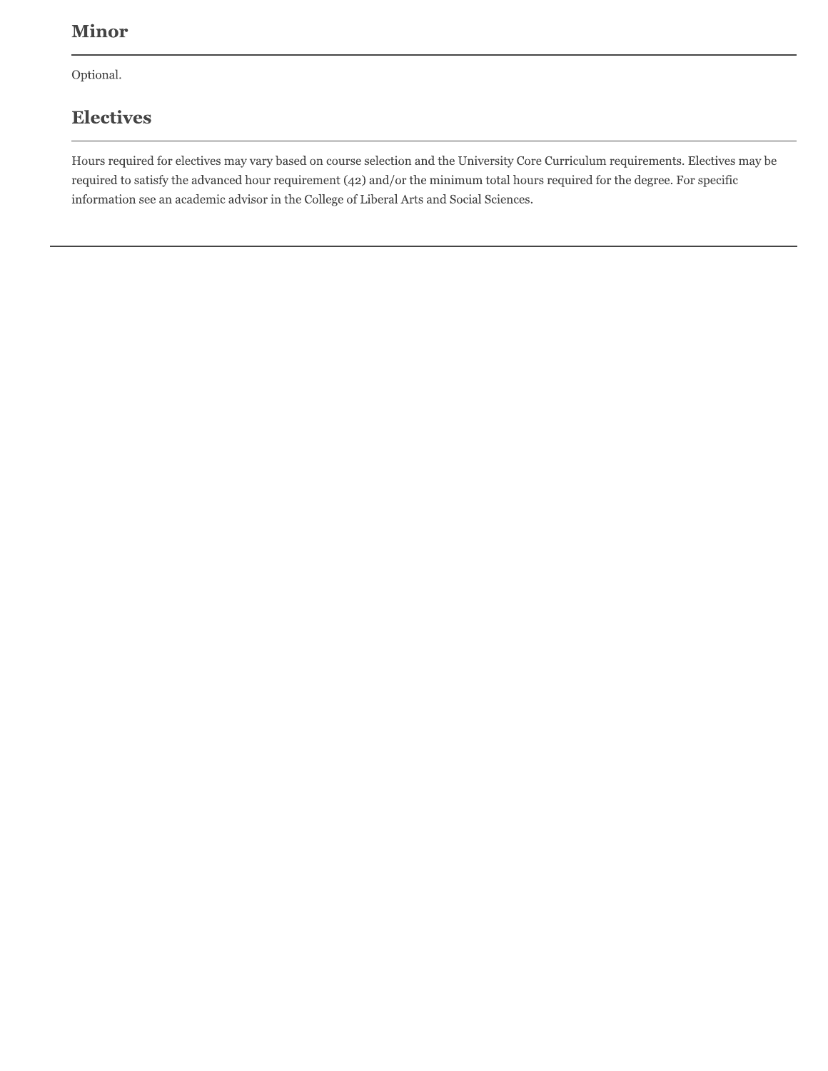## Minor

Optional.

## Electives

Hours required for electives may vary based on course selection and the University Core Curriculum requirements. Electives may be required to satisfy the advanced hour requirement (42) and/or the minimum total hours required for the degree. For specific information see an academic advisor in the College of Liberal Arts and Social Sciences.